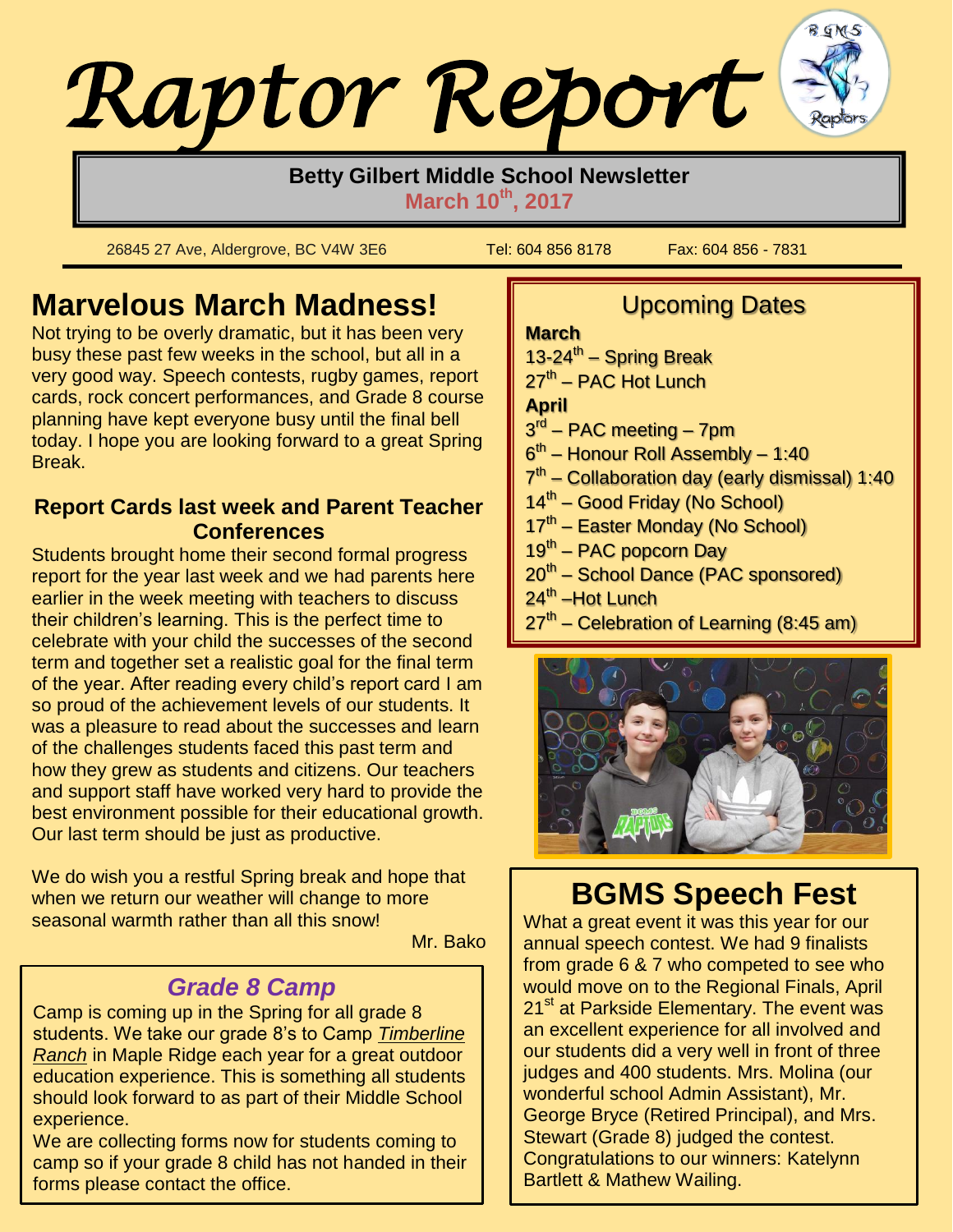# Raptor Report

**Betty Gilbert Middle School Newsletter**

**March 10th, 2017**

26845 27 Ave, Aldergrove, BC V4W 3E6 Tel: 604 856 8178 Fax: 604 856 - 7831

## Marvelous March Madness!

Not trying to be overly dramatic, but it has been very busy these past few weeks in the school, but all in a very good way. Speech contests, rugby games, report cards, rock concert performances, and Grade 8 course planning have kept everyone busy until the final bell today. I hope you are looking forward to a great Spring Break.

### Report Cards last week and Parent Teacher Conferences

Students brought home their second formal progress report for the year last week and we had parents here earlier in the week meeting with teachers to discuss their children's learning. This is the perfect time to celebrate with your child the successes of the second term and together set a realistic goal for the final term of the year. After reading every child's report card I am so proud of the achievement levels of our students. It was a pleasure to read about the successes and learn of the challenges students faced this past term and how they grew as students and citizens. Our teachers and support staff have worked very hard to provide the best environment possible for their educational growth. Our last term should be just as productive.

We do wish you a restful Spring break and hope that when we return our weather will change to more seasonal warmth rather than all this snow!

Mr. Bako

## *Grade 8 Camp*

Camp is coming up in the Spring for all grade 8 students. We take our grade 8's to Camp *Timberline Ranch* in Maple Ridge each year for a great outdoor education experience. This is something all students should look forward to as part of their Middle School experience.

We are collecting forms now for students coming to camp so if your grade 8 child has not handed in their forms please contact the office.

## Upcoming Dates

**March**

13-24th – Spring Break
27th – PAC Hot Lunch

**April**

3rd – PAC meeting – 7pm
6th – Honour Roll Assembly – 1:40
7th – Collaboration day (early dismissal) 1:40
14th – Good Friday (No School)
17th – Easter Monday (No School)
19th – PAC popcorn Day
20th – School Dance (PAC sponsored)
24th –Hot Lunch
27th – Celebration of Learning (8:45 am)

## BGMS Speech Fest

What a great event it was this year for our annual speech contest. We had 9 finalists from grade 6 & 7 who competed to see who would move on to the Regional Finals, April 21st at Parkside Elementary. The event was an excellent experience for all involved and our students did a very well in front of three judges and 400 students. Mrs. Molina (our wonderful school Admin Assistant), Mr. George Bryce (Retired Principal), and Mrs. Stewart (Grade 8) judged the contest. Congratulations to our winners: Katelynn Bartlett & Mathew Wailing.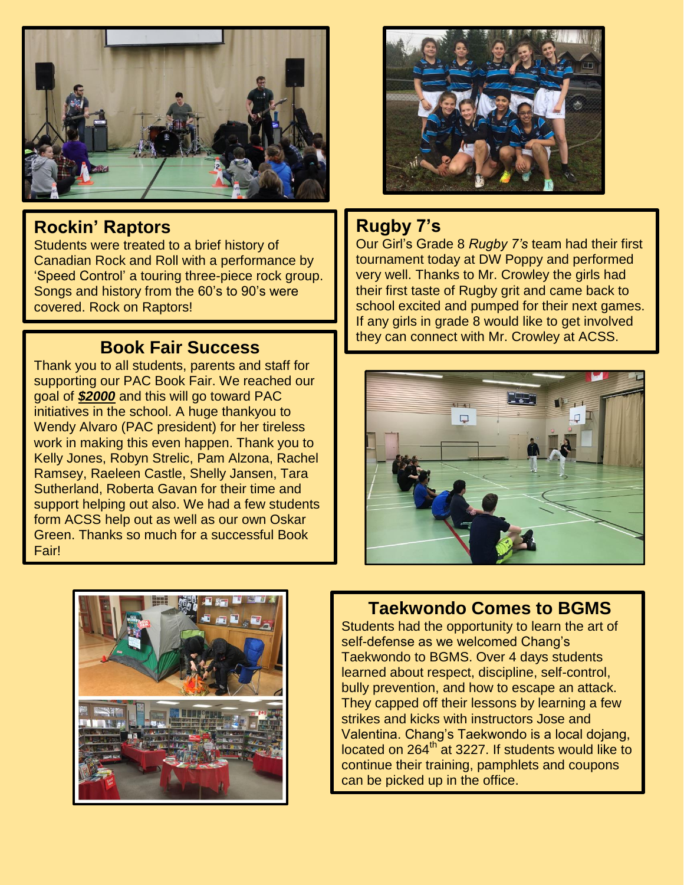## Rockin' Raptors

Students were treated to a brief history of Canadian Rock and Roll with a performance by 'Speed Control' a touring three-piece rock group. Songs and history from the 60's to 90's were covered. Rock on Raptors!

## Rugby 7's

Our Girl's Grade 8 *Rugby 7's* team had their first tournament today at DW Poppy and performed very well. Thanks to Mr. Crowley the girls had their first taste of Rugby grit and came back to school excited and pumped for their next games. If any girls in grade 8 would like to get involved they can connect with Mr. Crowley at ACSS.

## Book Fair Success

Thank you to all students, parents and staff for supporting our PAC Book Fair. We reached our goal of ***$2000*** and this will go toward PAC initiatives in the school. A huge thankyou to Wendy Alvaro (PAC president) for her tireless work in making this even happen. Thank you to Kelly Jones, Robyn Strelic, Pam Alzona, Rachel Ramsey, Raeleen Castle, Shelly Jansen, Tara Sutherland, Roberta Gavan for their time and support helping out also. We had a few students form ACSS help out as well as our own Oskar Green. Thanks so much for a successful Book Fair!

## Taekwondo Comes to BGMS

Students had the opportunity to learn the art of self-defense as we welcomed Chang's Taekwondo to BGMS. Over 4 days students learned about respect, discipline, self-control, bully prevention, and how to escape an attack. They capped off their lessons by learning a few strikes and kicks with instructors Jose and Valentina. Chang's Taekwondo is a local dojang, located on 264th at 3227. If students would like to continue their training, pamphlets and coupons can be picked up in the office.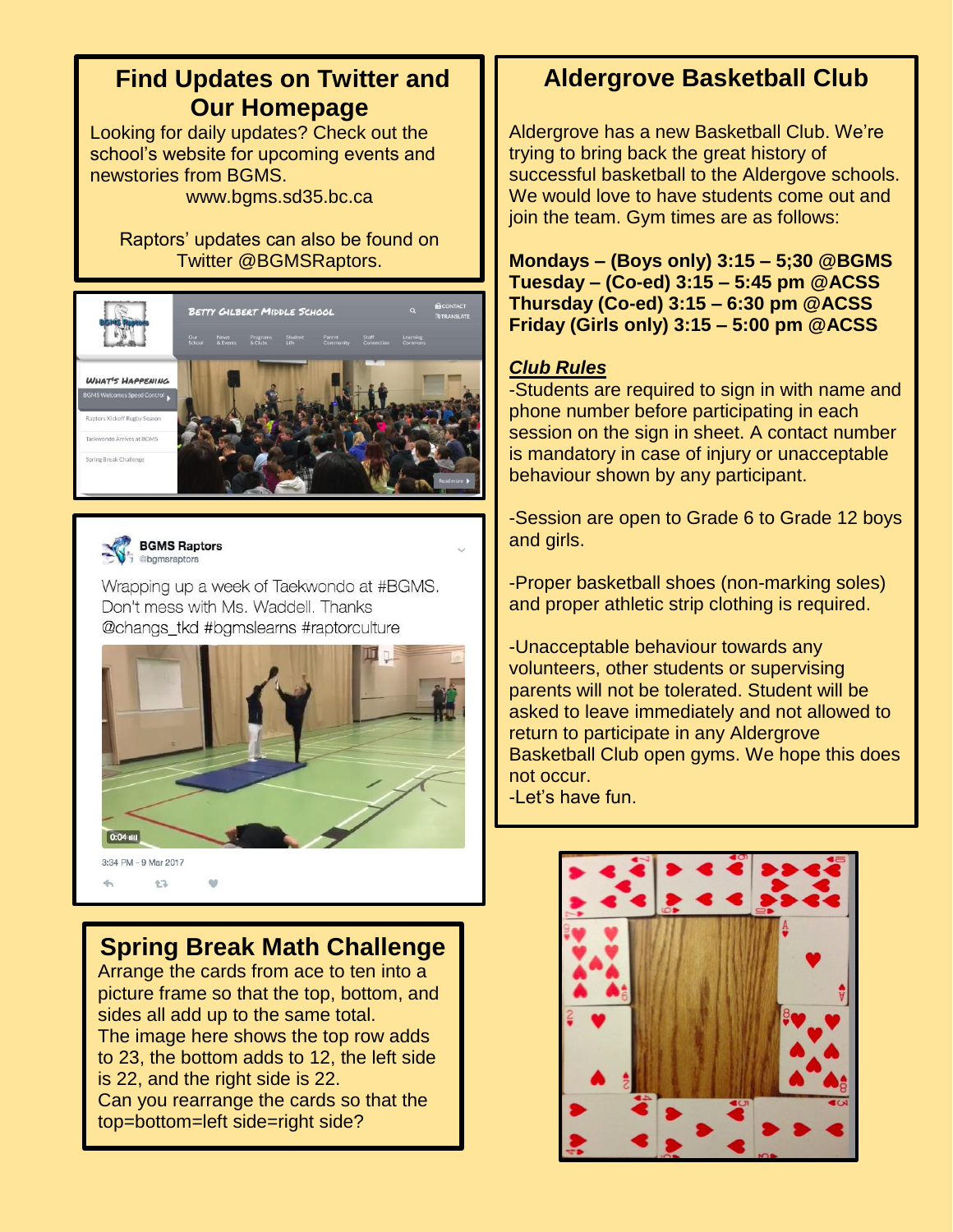## Find Updates on Twitter and Our Homepage

Looking for daily updates? Check out the school's website for upcoming events and newstories from BGMS.

www.bgms.sd35.bc.ca

Raptors' updates can also be found on Twitter @BGMSRaptors.

## Spring Break Math Challenge

Arrange the cards from ace to ten into a picture frame so that the top, bottom, and sides all add up to the same total.

The image here shows the top row adds to 23, the bottom adds to 12, the left side is 22, and the right side is 22.

Can you rearrange the cards so that the top=bottom=left side=right side?

## Aldergrove Basketball Club

Aldergrove has a new Basketball Club. We're trying to bring back the great history of successful basketball to the Aldergove schools. We would love to have students come out and join the team. Gym times are as follows:

**Mondays – (Boys only) 3:15 – 5;30 @BGMS**
**Tuesday – (Co-ed) 3:15 – 5:45 pm @ACSS**
**Thursday (Co-ed) 3:15 – 6:30 pm @ACSS**
**Friday (Girls only) 3:15 – 5:00 pm @ACSS**

***Club Rules***

-Students are required to sign in with name and phone number before participating in each session on the sign in sheet. A contact number is mandatory in case of injury or unacceptable behaviour shown by any participant.

-Session are open to Grade 6 to Grade 12 boys and girls.

-Proper basketball shoes (non-marking soles) and proper athletic strip clothing is required.

-Unacceptable behaviour towards any volunteers, other students or supervising parents will not be tolerated. Student will be asked to leave immediately and not allowed to return to participate in any Aldergrove Basketball Club open gyms. We hope this does not occur.

-Let's have fun.